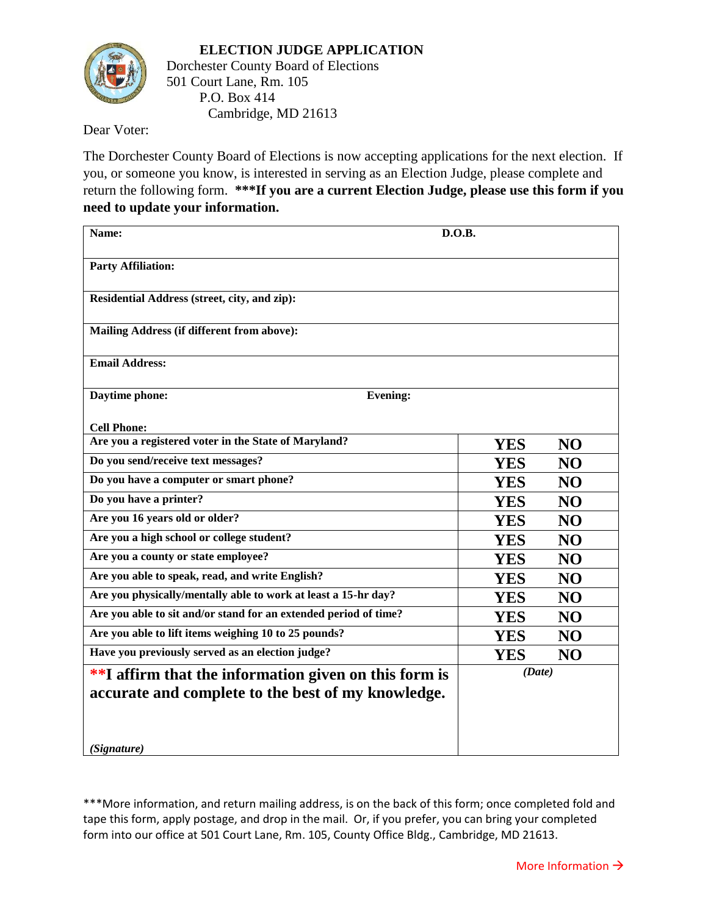# ELECTION JUDGE APPLICATION

Dorchester County Board of Elections
501 Court Lane, Rm. 105
P.O. Box 414
Cambridge, MD 21613

Dear Voter:

The Dorchester County Board of Elections is now accepting applications for the next election. If you, or someone you know, is interested in serving as an Election Judge, please complete and return the following form. **\*\*\*If you are a current Election Judge, please use this form if you need to update your information.**

| **Name:** | **D.O.B.** |
|---|---|
| **Party Affiliation:** | |
| **Residential Address (street, city, and zip):** | |
| **Mailing Address (if different from above):** | |
| **Email Address:** | |
| **Daytime phone:** **Evening:** **Cell Phone:** | |
| **Are you a registered voter in the State of Maryland?** | **YES NO** |
| **Do you send/receive text messages?** | **YES NO** |
| **Do you have a computer or smart phone?** | **YES NO** |
| **Do you have a printer?** | **YES NO** |
| **Are you 16 years old or older?** | **YES NO** |
| **Are you a high school or college student?** | **YES NO** |
| **Are you a county or state employee?** | **YES NO** |
| **Are you able to speak, read, and write English?** | **YES NO** |
| **Are you physically/mentally able to work at least a 15-hr day?** | **YES NO** |
| **Are you able to sit and/or stand for an extended period of time?** | **YES NO** |
| **Are you able to lift items weighing 10 to 25 pounds?** | **YES NO** |
| **Have you previously served as an election judge?** | **YES NO** |
| **\*\*I affirm that the information given on this form is accurate and complete to the best of my knowledge.** ***(Signature)*** | ***(Date)*** |

\*\*\*More information, and return mailing address, is on the back of this form; once completed fold and tape this form, apply postage, and drop in the mail. Or, if you prefer, you can bring your completed form into our office at 501 Court Lane, Rm. 105, County Office Bldg., Cambridge, MD 21613.

More Information →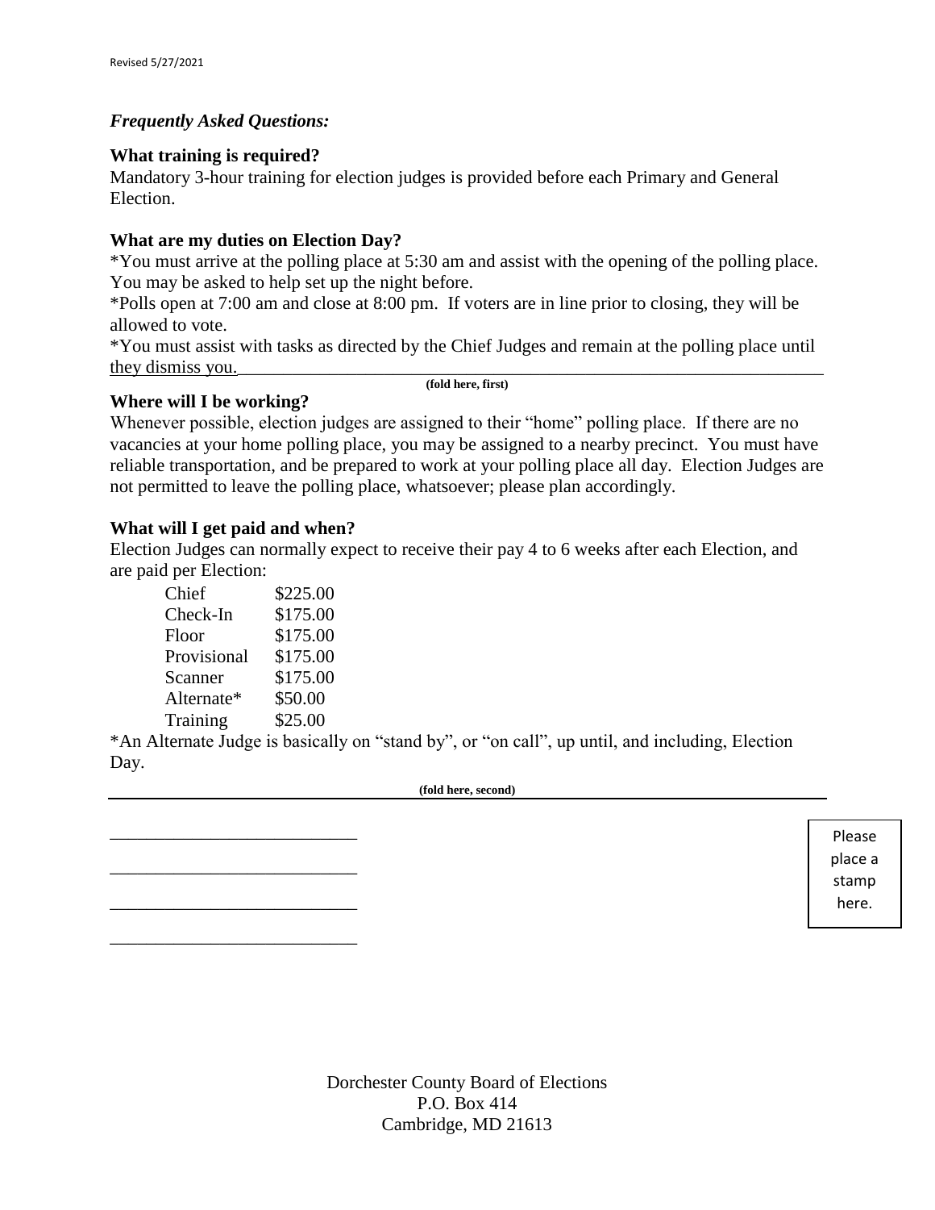Revised 5/27/2021

*Frequently Asked Questions:*

**What training is required?**

Mandatory 3-hour training for election judges is provided before each Primary and General Election.

**What are my duties on Election Day?**

*You must arrive at the polling place at 5:30 am and assist with the opening of the polling place. You may be asked to help set up the night before.

*Polls open at 7:00 am and close at 8:00 pm. If voters are in line prior to closing, they will be allowed to vote.

*You must assist with tasks as directed by the Chief Judges and remain at the polling place until they dismiss you.

**(fold here, first)**

**Where will I be working?**

Whenever possible, election judges are assigned to their "home" polling place. If there are no vacancies at your home polling place, you may be assigned to a nearby precinct. You must have reliable transportation, and be prepared to work at your polling place all day. Election Judges are not permitted to leave the polling place, whatsoever; please plan accordingly.

**What will I get paid and when?**

Election Judges can normally expect to receive their pay 4 to 6 weeks after each Election, and are paid per Election:

| | |
|---|---|
| Chief | $225.00 |
| Check-In | $175.00 |
| Floor | $175.00 |
| Provisional | $175.00 |
| Scanner | $175.00 |
| Alternate* | $50.00 |
| Training | $25.00 |

*An Alternate Judge is basically on "stand by", or "on call", up until, and including, Election Day.

**(fold here, second)**

____________________________

____________________________

____________________________

____________________________

Please place a stamp here.

Dorchester County Board of Elections
P.O. Box 414
Cambridge, MD 21613